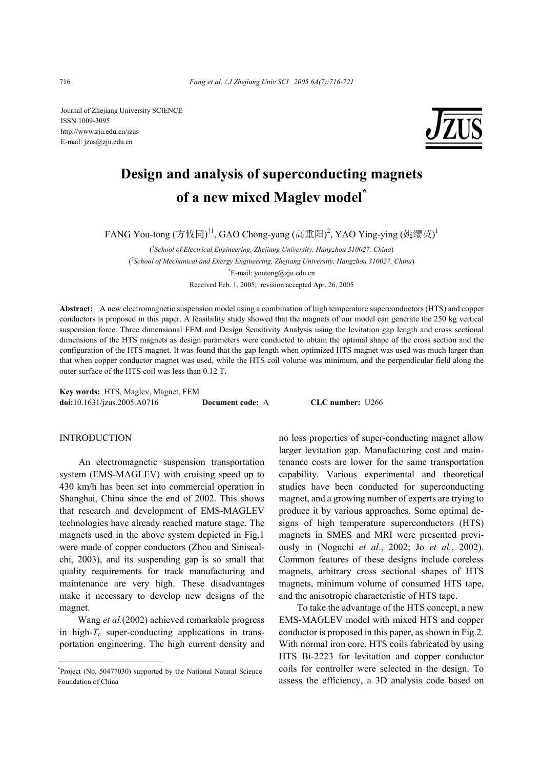Journal of Zhejiang University SCIENCE
ISSN 1009-3095
http://www.zju.edu.cn/jzus
E-mail: jzus@zju.edu.cn

# Design and analysis of superconducting magnets of a new mixed Maglev model*

FANG You-tong (方攸同)[†1], GAO Chong-yang (高重阳)[2], YAO Ying-ying (姚缨英)[1]

([1]*School of Electrical Engineering, Zhejiang University, Hangzhou 310027, China*)

([2]*School of Mechanical and Energy Engineering, Zhejiang University, Hangzhou 310027, China*)

[†]E-mail: youtong@zju.edu.cn

Received Feb. 1, 2005; revision accepted Apr. 26, 2005

**Abstract:** A new electromagnetic suspension model using a combination of high temperature superconductors (HTS) and copper conductors is proposed in this paper. A feasibility study showed that the magnets of our model can generate the 250 kg vertical suspension force. Three dimensional FEM and Design Sensitivity Analysis using the levitation gap length and cross sectional dimensions of the HTS magnets as design parameters were conducted to obtain the optimal shape of the cross section and the configuration of the HTS magnet. It was found that the gap length when optimized HTS magnet was used was much larger than that when copper conductor magnet was used, while the HTS coil volume was minimum, and the perpendicular field along the outer surface of the HTS coil was less than 0.12 T.

**Key words:** HTS, Maglev, Magnet, FEM
**doi:**10.1631/jzus.2005.A0716 **Document code:** A **CLC number:** U266

## INTRODUCTION

An electromagnetic suspension transportation system (EMS-MAGLEV) with cruising speed up to 430 km/h has been set into commercial operation in Shanghai, China since the end of 2002. This shows that research and development of EMS-MAGLEV technologies have already reached mature stage. The magnets used in the above system depicted in Fig.1 were made of copper conductors (Zhou and Siniscalchi, 2003), and its suspending gap is so small that quality requirements for track manufacturing and maintenance are very high. These disadvantages make it necessary to develop new designs of the magnet.

Wang *et al.*(2002) achieved remarkable progress in high-$T_c$ super-conducting applications in transportation engineering. The high current density and no loss properties of super-conducting magnet allow larger levitation gap. Manufacturing cost and maintenance costs are lower for the same transportation capability. Various experimental and theoretical studies have been conducted for superconducting magnet, and a growing number of experts are trying to produce it by various approaches. Some optimal designs of high temperature superconductors (HTS) magnets in SMES and MRI were presented previously in (Noguchi *et al.*, 2002; Jo *et al.*, 2002). Common features of these designs include coreless magnets, arbitrary cross sectional shapes of HTS magnets, minimum volume of consumed HTS tape, and the anisotropic characteristic of HTS tape.

To take the advantage of the HTS concept, a new EMS-MAGLEV model with mixed HTS and copper conductor is proposed in this paper, as shown in Fig.2. With normal iron core, HTS coils fabricated by using HTS Bi-2223 for levitation and copper conductor coils for controller were selected in the design. To assess the efficiency, a 3D analysis code based on

---

*Project (No. 50477030) supported by the National Natural Science Foundation of China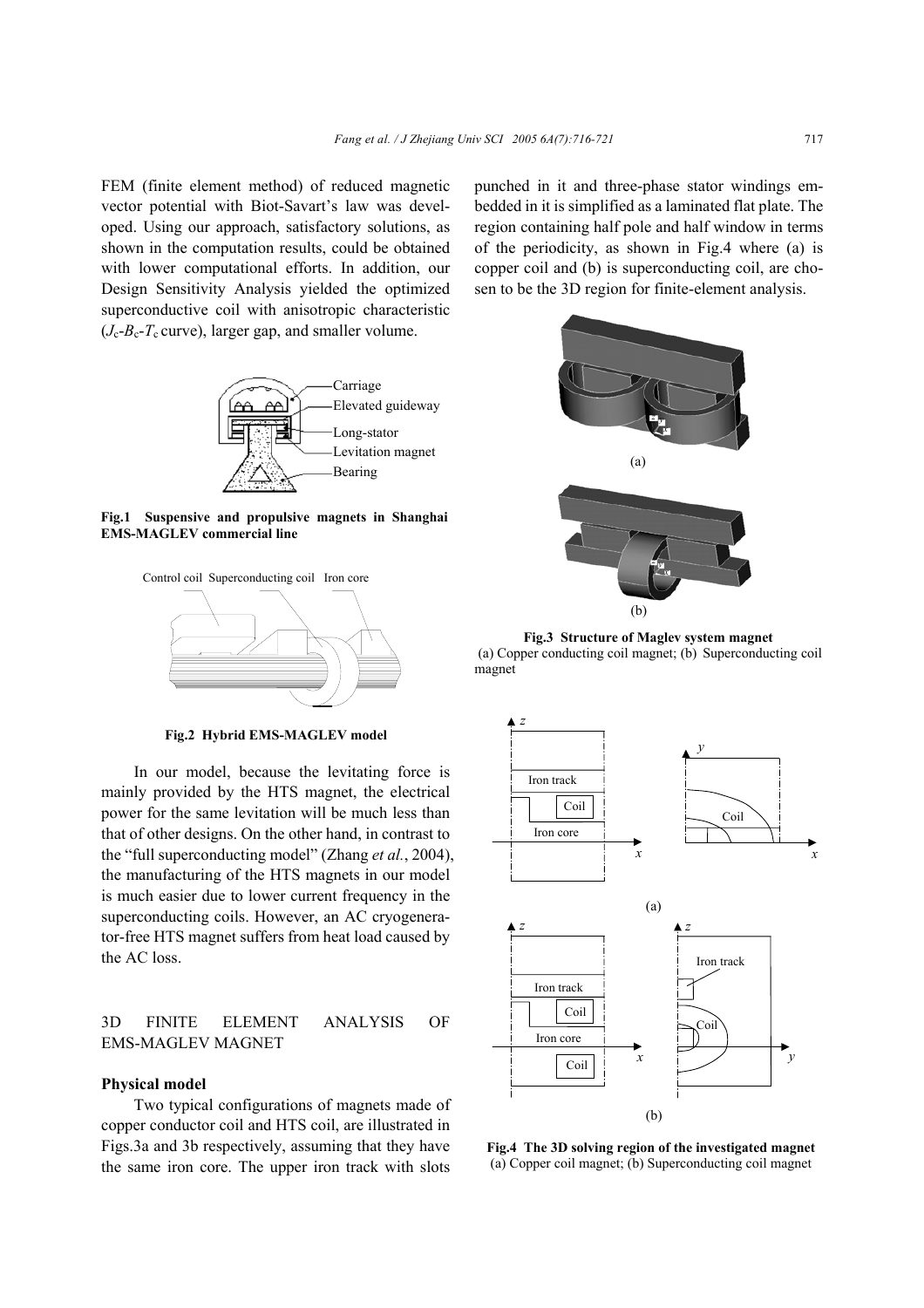FEM (finite element method) of reduced magnetic vector potential with Biot-Savart's law was developed. Using our approach, satisfactory solutions, as shown in the computation results, could be obtained with lower computational efforts. In addition, our Design Sensitivity Analysis yielded the optimized superconductive coil with anisotropic characteristic ($J_c$-$B_c$-$T_c$ curve), larger gap, and smaller volume.

**Fig.1 Suspensive and propulsive magnets in Shanghai EMS-MAGLEV commercial line**

**Fig.2 Hybrid EMS-MAGLEV model**

In our model, because the levitating force is mainly provided by the HTS magnet, the electrical power for the same levitation will be much less than that of other designs. On the other hand, in contrast to the "full superconducting model" (Zhang *et al.*, 2004), the manufacturing of the HTS magnets in our model is much easier due to lower current frequency in the superconducting coils. However, an AC cryogenerator-free HTS magnet suffers from heat load caused by the AC loss.

## 3D FINITE ELEMENT ANALYSIS OF EMS-MAGLEV MAGNET

### Physical model

Two typical configurations of magnets made of copper conductor coil and HTS coil, are illustrated in Figs.3a and 3b respectively, assuming that they have the same iron core. The upper iron track with slots punched in it and three-phase stator windings embedded in it is simplified as a laminated flat plate. The region containing half pole and half window in terms of the periodicity, as shown in Fig.4 where (a) is copper coil and (b) is superconducting coil, are chosen to be the 3D region for finite-element analysis.

**Fig.3 Structure of Maglev system magnet**
(a) Copper conducting coil magnet; (b) Superconducting coil magnet

**Fig.4 The 3D solving region of the investigated magnet**
(a) Copper coil magnet; (b) Superconducting coil magnet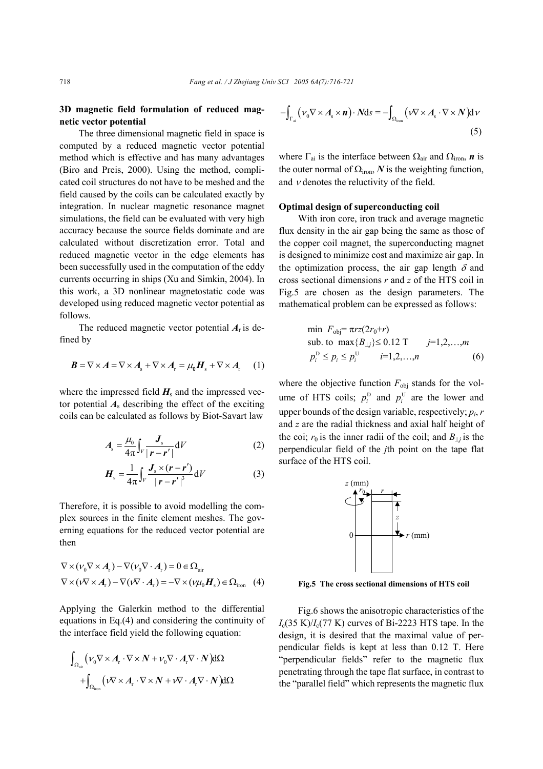### 3D magnetic field formulation of reduced magnetic vector potential

The three dimensional magnetic field in space is computed by a reduced magnetic vector potential method which is effective and has many advantages (Biro and Preis, 2000). Using the method, complicated coil structures do not have to be meshed and the field caused by the coils can be calculated exactly by integration. In nuclear magnetic resonance magnet simulations, the field can be evaluated with very high accuracy because the source fields dominate and are calculated without discretization error. Total and reduced magnetic vector in the edge elements has been successfully used in the computation of the eddy currents occurring in ships (Xu and Simkin, 2004). In this work, a 3D nonlinear magnetostatic code was developed using reduced magnetic vector potential as follows.

The reduced magnetic vector potential $\boldsymbol{A}_{\rm r}$ is defined by

$$\boldsymbol{B} = \nabla\times\boldsymbol{A} = \nabla\times\boldsymbol{A}_{\rm s} + \nabla\times\boldsymbol{A}_{\rm r} = \mu_0\boldsymbol{H}_{\rm s} + \nabla\times\boldsymbol{A}_{\rm r} \quad (1)$$

where the impressed field $\boldsymbol{H}_{\rm s}$ and the impressed vector potential $\boldsymbol{A}_{\rm s}$ describing the effect of the exciting coils can be calculated as follows by Biot-Savart law

$$\boldsymbol{A}_{\rm s} = \frac{\mu_0}{4\pi}\int_V \frac{\boldsymbol{J}_{\rm s}}{|\boldsymbol{r}-\boldsymbol{r}'|}{\rm d}V \quad (2)$$

$$\boldsymbol{H}_{\rm s} = \frac{1}{4\pi}\int_V \frac{\boldsymbol{J}_{\rm s}\times(\boldsymbol{r}-\boldsymbol{r}')}{|\boldsymbol{r}-\boldsymbol{r}'|^3}{\rm d}V \quad (3)$$

Therefore, it is possible to avoid modelling the complex sources in the finite element meshes. The governing equations for the reduced vector potential are then

$$\begin{aligned}&\nabla\times(\nu_0\nabla\times\boldsymbol{A}_{\rm r}) - \nabla(\nu_0\nabla\cdot\boldsymbol{A}_{\rm r}) = 0 \in \Omega_{\rm air}\\ &\nabla\times(\nu\nabla\times\boldsymbol{A}_{\rm r}) - \nabla(\nu\nabla\cdot\boldsymbol{A}_{\rm r}) = -\nabla\times(\nu\mu_0\boldsymbol{H}_{\rm s}) \in \Omega_{\rm iron}\end{aligned} \quad (4)$$

Applying the Galerkin method to the differential equations in Eq.(4) and considering the continuity of the interface field yield the following equation:

$$\begin{aligned}&\int_{\Omega_{\rm air}}\left(\nu_0\nabla\times\boldsymbol{A}_{\rm r}\cdot\nabla\times\boldsymbol{N} + \nu_0\nabla\cdot\boldsymbol{A}_{\rm r}\nabla\cdot\boldsymbol{N}\right){\rm d}\Omega\\ &+\int_{\Omega_{\rm iron}}\left(\nu\nabla\times\boldsymbol{A}_{\rm r}\cdot\nabla\times\boldsymbol{N} + \nu\nabla\cdot\boldsymbol{A}_{\rm r}\nabla\cdot\boldsymbol{N}\right){\rm d}\Omega\\ &-\int_{\Gamma_{\rm ai}}\left(\nu_0\nabla\times\boldsymbol{A}_{\rm s}\times\boldsymbol{n}\right)\cdot\boldsymbol{N}{\rm d}s = -\int_{\Omega_{\rm iron}}\left(\nu\nabla\times\boldsymbol{A}_{\rm s}\cdot\nabla\times\boldsymbol{N}\right){\rm d}v\end{aligned} \quad (5)$$

where $\Gamma_{\rm ai}$ is the interface between $\Omega_{\rm air}$ and $\Omega_{\rm iron}$, $\boldsymbol{n}$ is the outer normal of $\Omega_{\rm iron}$, $\boldsymbol{N}$ is the weighting function, and $\nu$ denotes the reluctivity of the field.

### Optimal design of superconducting coil

With iron core, iron track and average magnetic flux density in the air gap being the same as those of the copper coil magnet, the superconducting magnet is designed to minimize cost and maximize air gap. In the optimization process, the air gap length $\delta$ and cross sectional dimensions $r$ and $z$ of the HTS coil in Fig.5 are chosen as the design parameters. The mathematical problem can be expressed as follows:

$$\begin{aligned}&\min\ F_{\rm obj} = \pi rz(2r_0+r)\\ &\text{sub. to}\ \max\{B_{\perp j}\} \le 0.12\ \text{T} \qquad j=1,2,\ldots,m\\ &p_i^{\rm D} \le p_i \le p_i^{\rm U} \qquad i=1,2,\ldots,n\end{aligned} \quad (6)$$

where the objective function $F_{\rm obj}$ stands for the volume of HTS coils; $p_i^{\rm D}$ and $p_i^{\rm U}$ are the lower and upper bounds of the design variable, respectively; $p_i$, $r$ and $z$ are the radial thickness and axial half height of the coi; $r_0$ is the inner radii of the coil; and $B_{\perp j}$ is the perpendicular field of the $j$th point on the tape flat surface of the HTS coil.

**Fig.5 The cross sectional dimensions of HTS coil**

Fig.6 shows the anisotropic characteristics of the $I_{\rm c}$(35 K)/$I_{\rm c}$(77 K) curves of Bi-2223 HTS tape. In the design, it is desired that the maximal value of perpendicular fields is kept at less than 0.12 T. Here "perpendicular fields" refer to the magnetic flux penetrating through the tape flat surface, in contrast to the "parallel field" which represents the magnetic flux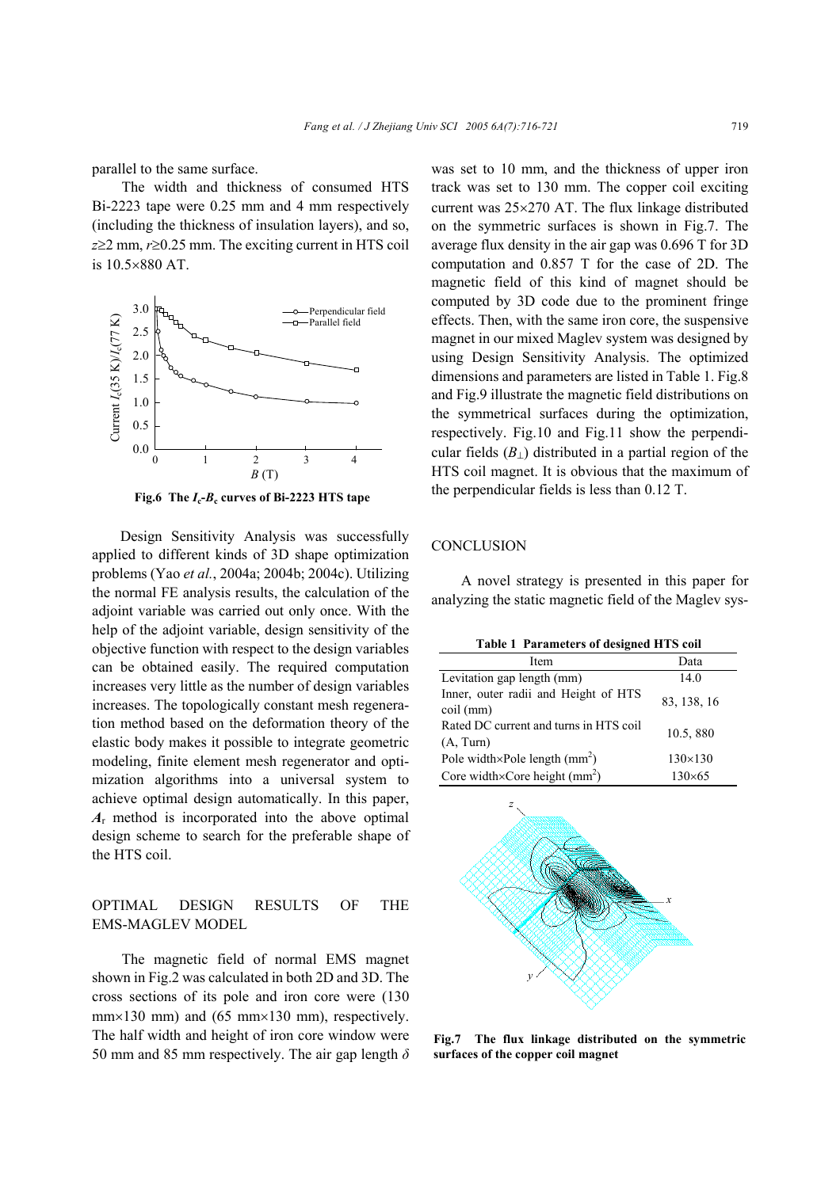parallel to the same surface.

The width and thickness of consumed HTS Bi-2223 tape were 0.25 mm and 4 mm respectively (including the thickness of insulation layers), and so, $z \geq 2$ mm, $r \geq 0.25$ mm. The exciting current in HTS coil is $10.5 \times 880$ AT.

**Fig.6 The $I_c$-$B_c$ curves of Bi-2223 HTS tape**

Design Sensitivity Analysis was successfully applied to different kinds of 3D shape optimization problems (Yao *et al.*, 2004a; 2004b; 2004c). Utilizing the normal FE analysis results, the calculation of the adjoint variable was carried out only once. With the help of the adjoint variable, design sensitivity of the objective function with respect to the design variables can be obtained easily. The required computation increases very little as the number of design variables increases. The topologically constant mesh regeneration method based on the deformation theory of the elastic body makes it possible to integrate geometric modeling, finite element mesh regenerator and optimization algorithms into a universal system to achieve optimal design automatically. In this paper, $\boldsymbol{A}_r$ method is incorporated into the above optimal design scheme to search for the preferable shape of the HTS coil.

## OPTIMAL DESIGN RESULTS OF THE EMS-MAGLEV MODEL

The magnetic field of normal EMS magnet shown in Fig.2 was calculated in both 2D and 3D. The cross sections of its pole and iron core were (130 mm×130 mm) and (65 mm×130 mm), respectively. The half width and height of iron core window were 50 mm and 85 mm respectively. The air gap length $\delta$ was set to 10 mm, and the thickness of upper iron track was set to 130 mm. The copper coil exciting current was $25 \times 270$ AT. The flux linkage distributed on the symmetric surfaces is shown in Fig.7. The average flux density in the air gap was 0.696 T for 3D computation and 0.857 T for the case of 2D. The magnetic field of this kind of magnet should be computed by 3D code due to the prominent fringe effects. Then, with the same iron core, the suspensive magnet in our mixed Maglev system was designed by using Design Sensitivity Analysis. The optimized dimensions and parameters are listed in Table 1. Fig.8 and Fig.9 illustrate the magnetic field distributions on the symmetrical surfaces during the optimization, respectively. Fig.10 and Fig.11 show the perpendicular fields ($B_{\perp}$) distributed in a partial region of the HTS coil magnet. It is obvious that the maximum of the perpendicular fields is less than 0.12 T.

## CONCLUSION

A novel strategy is presented in this paper for analyzing the static magnetic field of the Maglev sys-

**Table 1 Parameters of designed HTS coil**

| Item | Data |
|---|---|
| Levitation gap length (mm) | 14.0 |
| Inner, outer radii and Height of HTS coil (mm) | 83, 138, 16 |
| Rated DC current and turns in HTS coil (A, Turn) | 10.5, 880 |
| Pole width×Pole length ($mm^2$) | 130×130 |
| Core width×Core height ($mm^2$) | 130×65 |

**Fig.7 The flux linkage distributed on the symmetric surfaces of the copper coil magnet**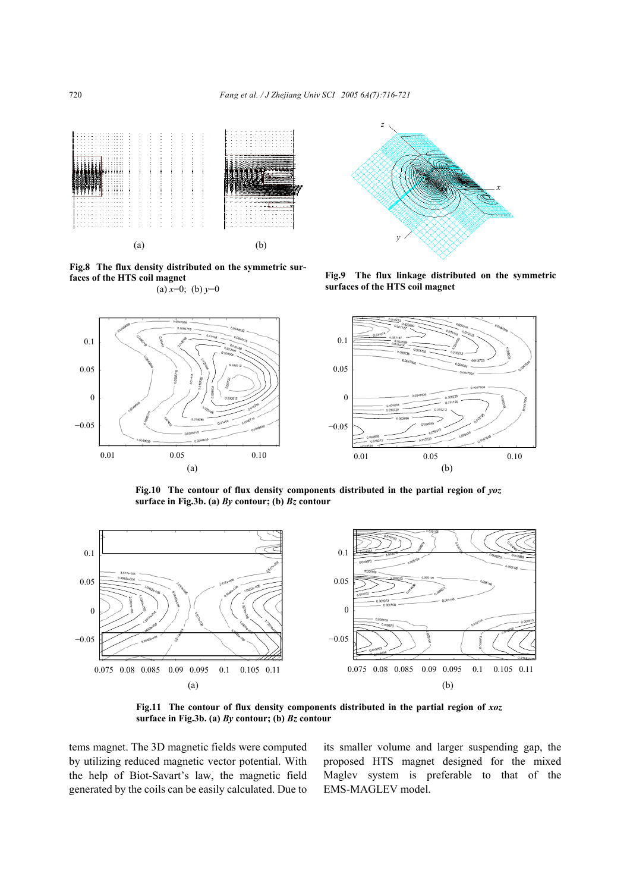Fig.8 The flux density distributed on the symmetric surfaces of the HTS coil magnet
(a) $x$=0; (b) $y$=0

Fig.9 The flux linkage distributed on the symmetric surfaces of the HTS coil magnet

Fig.10 The contour of flux density components distributed in the partial region of $yoz$ surface in Fig.3b. (a) $By$ contour; (b) $Bz$ contour

Fig.11 The contour of flux density components distributed in the partial region of $xoz$ surface in Fig.3b. (a) $By$ contour; (b) $Bz$ contour

tems magnet. The 3D magnetic fields were computed by utilizing reduced magnetic vector potential. With the help of Biot-Savart's law, the magnetic field generated by the coils can be easily calculated. Due to its smaller volume and larger suspending gap, the proposed HTS magnet designed for the mixed Maglev system is preferable to that of the EMS-MAGLEV model.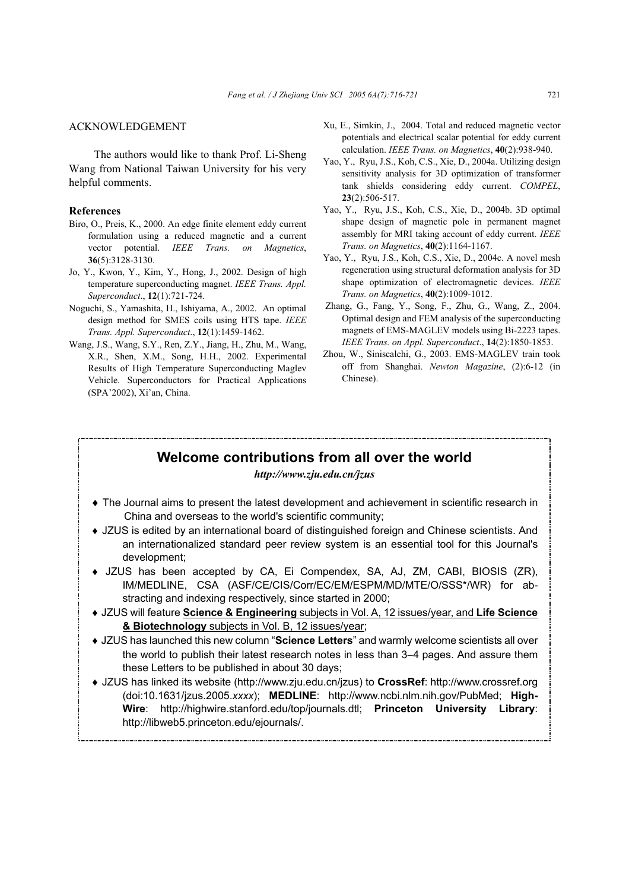## ACKNOWLEDGEMENT

The authors would like to thank Prof. Li-Sheng Wang from National Taiwan University for his very helpful comments.

### References

Biro, O., Preis, K., 2000. An edge finite element eddy current formulation using a reduced magnetic and a current vector potential. *IEEE Trans. on Magnetics*, **36**(5):3128-3130.

Jo, Y., Kwon, Y., Kim, Y., Hong, J., 2002. Design of high temperature superconducting magnet. *IEEE Trans. Appl. Superconduct*., **12**(1):721-724.

Noguchi, S., Yamashita, H., Ishiyama, A., 2002. An optimal design method for SMES coils using HTS tape. *IEEE Trans. Appl. Superconduct*., **12**(1):1459-1462.

Wang, J.S., Wang, S.Y., Ren, Z.Y., Jiang, H., Zhu, M., Wang, X.R., Shen, X.M., Song, H.H., 2002. Experimental Results of High Temperature Superconducting Maglev Vehicle. Superconductors for Practical Applications (SPA'2002), Xi'an, China.

Xu, E., Simkin, J., 2004. Total and reduced magnetic vector potentials and electrical scalar potential for eddy current calculation. *IEEE Trans. on Magnetics*, **40**(2):938-940.

Yao, Y., Ryu, J.S., Koh, C.S., Xie, D., 2004a. Utilizing design sensitivity analysis for 3D optimization of transformer tank shields considering eddy current. *COMPEL*, **23**(2):506-517.

Yao, Y., Ryu, J.S., Koh, C.S., Xie, D., 2004b. 3D optimal shape design of magnetic pole in permanent magnet assembly for MRI taking account of eddy current. *IEEE Trans. on Magnetics*, **40**(2):1164-1167.

Yao, Y., Ryu, J.S., Koh, C.S., Xie, D., 2004c. A novel mesh regeneration using structural deformation analysis for 3D shape optimization of electromagnetic devices. *IEEE Trans. on Magnetics*, **40**(2):1009-1012.

Zhang, G., Fang, Y., Song, F., Zhu, G., Wang, Z., 2004. Optimal design and FEM analysis of the superconducting magnets of EMS-MAGLEV models using Bi-2223 tapes. *IEEE Trans. on Appl. Superconduct*., **14**(2):1850-1853.

Zhou, W., Siniscalchi, G., 2003. EMS-MAGLEV train took off from Shanghai. *Newton Magazine*, (2):6-12 (in Chinese).

---

## Welcome contributions from all over the world

***http://www.zju.edu.cn/jzus***

- The Journal aims to present the latest development and achievement in scientific research in China and overseas to the world's scientific community;
- JZUS is edited by an international board of distinguished foreign and Chinese scientists. And an internationalized standard peer review system is an essential tool for this Journal's development;
- JZUS has been accepted by CA, Ei Compendex, SA, AJ, ZM, CABI, BIOSIS (ZR), IM/MEDLINE, CSA (ASF/CE/CIS/Corr/EC/EM/ESPM/MD/MTE/O/SSS*/WR) for abstracting and indexing respectively, since started in 2000;
- JZUS will feature **Science & Engineering** subjects in Vol. A, 12 issues/year, and **Life Science & Biotechnology** subjects in Vol. B, 12 issues/year;
- JZUS has launched this new column "**Science Letters**" and warmly welcome scientists all over the world to publish their latest research notes in less than 3–4 pages. And assure them these Letters to be published in about 30 days;
- JZUS has linked its website (http://www.zju.edu.cn/jzus) to **CrossRef**: http://www.crossref.org (doi:10.1631/jzus.2005.*xxxx*); **MEDLINE**: http://www.ncbi.nlm.nih.gov/PubMed; **High-Wire**: http://highwire.stanford.edu/top/journals.dtl; **Princeton University Library**: http://libweb5.princeton.edu/ejournals/.